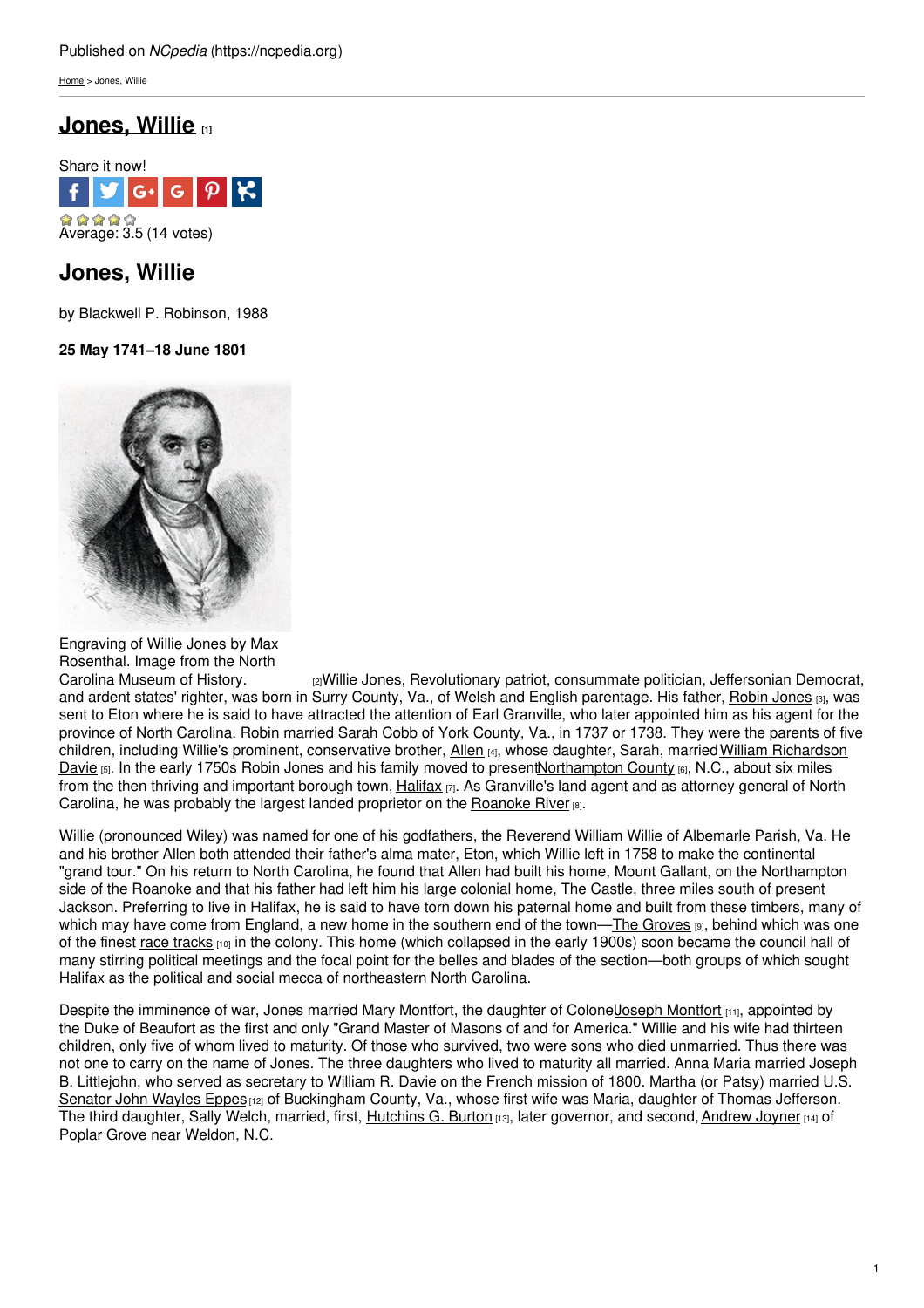Published on *NCpedia* (https://ncpedia.org)

Home > Jones, Willie

# Jones, Willie [1]

Share it now!

Average: 3.5 (14 votes)

## Jones, Willie

by Blackwell P. Robinson, 1988

**25 May 1741–18 June 1801**

Engraving of Willie Jones by Max Rosenthal. Image from the North Carolina Museum of History. [2]

Willie Jones, Revolutionary patriot, consummate politician, Jeffersonian Democrat, and ardent states' righter, was born in Surry County, Va., of Welsh and English parentage. His father, Robin Jones [3], was sent to Eton where he is said to have attracted the attention of Earl Granville, who later appointed him as his agent for the province of North Carolina. Robin married Sarah Cobb of York County, Va., in 1737 or 1738. They were the parents of five children, including Willie's prominent, conservative brother, Allen [4], whose daughter, Sarah, married William Richardson Davie [5]. In the early 1750s Robin Jones and his family moved to present Northampton County [6], N.C., about six miles from the then thriving and important borough town, Halifax [7]. As Granville's land agent and as attorney general of North Carolina, he was probably the largest landed proprietor on the Roanoke River [8].

Willie (pronounced Wiley) was named for one of his godfathers, the Reverend William Willie of Albemarle Parish, Va. He and his brother Allen both attended their father's alma mater, Eton, which Willie left in 1758 to make the continental "grand tour." On his return to North Carolina, he found that Allen had built his home, Mount Gallant, on the Northampton side of the Roanoke and that his father had left him his large colonial home, The Castle, three miles south of present Jackson. Preferring to live in Halifax, he is said to have torn down his paternal home and built from these timbers, many of which may have come from England, a new home in the southern end of the town—The Groves [9], behind which was one of the finest race tracks [10] in the colony. This home (which collapsed in the early 1900s) soon became the council hall of many stirring political meetings and the focal point for the belles and blades of the section—both groups of which sought Halifax as the political and social mecca of northeastern North Carolina.

Despite the imminence of war, Jones married Mary Montfort, the daughter of Colonel Joseph Montfort [11], appointed by the Duke of Beaufort as the first and only "Grand Master of Masons of and for America." Willie and his wife had thirteen children, only five of whom lived to maturity. Of those who survived, two were sons who died unmarried. Thus there was not one to carry on the name of Jones. The three daughters who lived to maturity all married. Anna Maria married Joseph B. Littlejohn, who served as secretary to William R. Davie on the French mission of 1800. Martha (or Patsy) married U.S. Senator John Wayles Eppes [12] of Buckingham County, Va., whose first wife was Maria, daughter of Thomas Jefferson. The third daughter, Sally Welch, married, first, Hutchins G. Burton [13], later governor, and second, Andrew Joyner [14] of Poplar Grove near Weldon, N.C.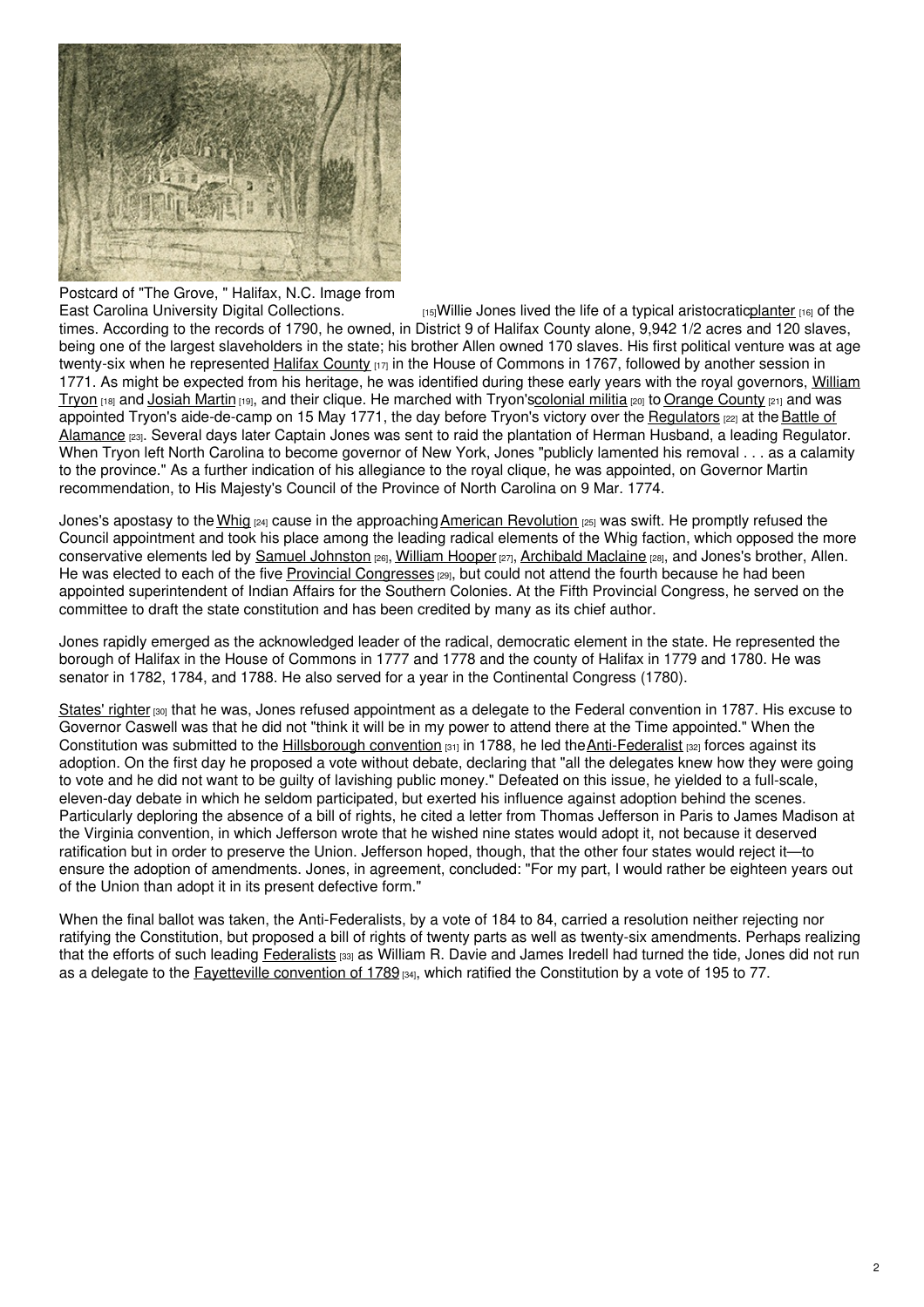Postcard of "The Grove, " Halifax, N.C. Image from East Carolina University Digital Collections.

[15]Willie Jones lived the life of a typical aristocratic planter [16] of the times. According to the records of 1790, he owned, in District 9 of Halifax County alone, 9,942 1/2 acres and 120 slaves, being one of the largest slaveholders in the state; his brother Allen owned 170 slaves. His first political venture was at age twenty-six when he represented Halifax County [17] in the House of Commons in 1767, followed by another session in 1771. As might be expected from his heritage, he was identified during these early years with the royal governors, William Tryon [18] and Josiah Martin [19], and their clique. He marched with Tryon's colonial militia [20] to Orange County [21] and was appointed Tryon's aide-de-camp on 15 May 1771, the day before Tryon's victory over the Regulators [22] at the Battle of Alamance [23]. Several days later Captain Jones was sent to raid the plantation of Herman Husband, a leading Regulator. When Tryon left North Carolina to become governor of New York, Jones "publicly lamented his removal . . . as a calamity to the province." As a further indication of his allegiance to the royal clique, he was appointed, on Governor Martin recommendation, to His Majesty's Council of the Province of North Carolina on 9 Mar. 1774.

Jones's apostasy to the Whig [24] cause in the approaching American Revolution [25] was swift. He promptly refused the Council appointment and took his place among the leading radical elements of the Whig faction, which opposed the more conservative elements led by Samuel Johnston [26], William Hooper [27], Archibald Maclaine [28], and Jones's brother, Allen. He was elected to each of the five Provincial Congresses [29], but could not attend the fourth because he had been appointed superintendent of Indian Affairs for the Southern Colonies. At the Fifth Provincial Congress, he served on the committee to draft the state constitution and has been credited by many as its chief author.

Jones rapidly emerged as the acknowledged leader of the radical, democratic element in the state. He represented the borough of Halifax in the House of Commons in 1777 and 1778 and the county of Halifax in 1779 and 1780. He was senator in 1782, 1784, and 1788. He also served for a year in the Continental Congress (1780).

States' righter [30] that he was, Jones refused appointment as a delegate to the Federal convention in 1787. His excuse to Governor Caswell was that he did not "think it will be in my power to attend there at the Time appointed." When the Constitution was submitted to the Hillsborough convention [31] in 1788, he led the Anti-Federalist [32] forces against its adoption. On the first day he proposed a vote without debate, declaring that "all the delegates knew how they were going to vote and he did not want to be guilty of lavishing public money." Defeated on this issue, he yielded to a full-scale, eleven-day debate in which he seldom participated, but exerted his influence against adoption behind the scenes. Particularly deploring the absence of a bill of rights, he cited a letter from Thomas Jefferson in Paris to James Madison at the Virginia convention, in which Jefferson wrote that he wished nine states would adopt it, not because it deserved ratification but in order to preserve the Union. Jefferson hoped, though, that the other four states would reject it—to ensure the adoption of amendments. Jones, in agreement, concluded: "For my part, I would rather be eighteen years out of the Union than adopt it in its present defective form."

When the final ballot was taken, the Anti-Federalists, by a vote of 184 to 84, carried a resolution neither rejecting nor ratifying the Constitution, but proposed a bill of rights of twenty parts as well as twenty-six amendments. Perhaps realizing that the efforts of such leading Federalists [33] as William R. Davie and James Iredell had turned the tide, Jones did not run as a delegate to the Fayetteville convention of 1789 [34], which ratified the Constitution by a vote of 195 to 77.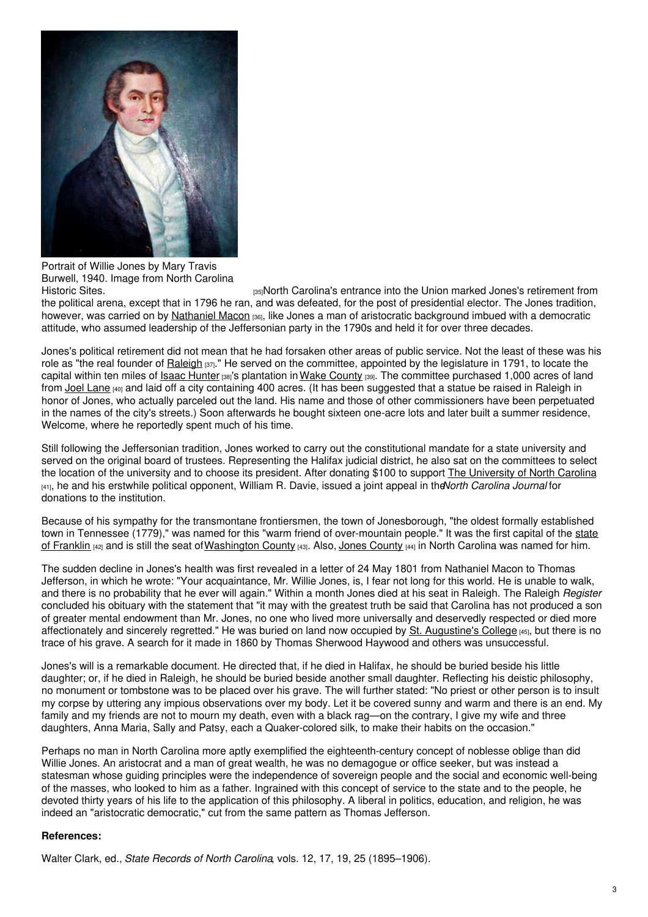Portrait of Willie Jones by Mary Travis Burwell, 1940. Image from North Carolina Historic Sites. [35]

North Carolina's entrance into the Union marked Jones's retirement from the political arena, except that in 1796 he ran, and was defeated, for the post of presidential elector. The Jones tradition, however, was carried on by Nathaniel Macon [36], like Jones a man of aristocratic background imbued with a democratic attitude, who assumed leadership of the Jeffersonian party in the 1790s and held it for over three decades.

Jones's political retirement did not mean that he had forsaken other areas of public service. Not the least of these was his role as "the real founder of Raleigh [37]." He served on the committee, appointed by the legislature in 1791, to locate the capital within ten miles of Isaac Hunter [38]'s plantation in Wake County [39]. The committee purchased 1,000 acres of land from Joel Lane [40] and laid off a city containing 400 acres. (It has been suggested that a statue be raised in Raleigh in honor of Jones, who actually parceled out the land. His name and those of other commissioners have been perpetuated in the names of the city's streets.) Soon afterwards he bought sixteen one-acre lots and later built a summer residence, Welcome, where he reportedly spent much of his time.

Still following the Jeffersonian tradition, Jones worked to carry out the constitutional mandate for a state university and served on the original board of trustees. Representing the Halifax judicial district, he also sat on the committees to select the location of the university and to choose its president. After donating $100 to support The University of North Carolina [41], he and his erstwhile political opponent, William R. Davie, issued a joint appeal in the *North Carolina Journal* for donations to the institution.

Because of his sympathy for the transmontane frontiersmen, the town of Jonesborough, "the oldest formally established town in Tennessee (1779)," was named for this "warm friend of over-mountain people." It was the first capital of the state of Franklin [42] and is still the seat of Washington County [43]. Also, Jones County [44] in North Carolina was named for him.

The sudden decline in Jones's health was first revealed in a letter of 24 May 1801 from Nathaniel Macon to Thomas Jefferson, in which he wrote: "Your acquaintance, Mr. Willie Jones, is, I fear not long for this world. He is unable to walk, and there is no probability that he ever will again." Within a month Jones died at his seat in Raleigh. The Raleigh *Register* concluded his obituary with the statement that "it may with the greatest truth be said that Carolina has not produced a son of greater mental endowment than Mr. Jones, no one who lived more universally and deservedly respected or died more affectionately and sincerely regretted." He was buried on land now occupied by St. Augustine's College [45], but there is no trace of his grave. A search for it made in 1860 by Thomas Sherwood Haywood and others was unsuccessful.

Jones's will is a remarkable document. He directed that, if he died in Halifax, he should be buried beside his little daughter; or, if he died in Raleigh, he should be buried beside another small daughter. Reflecting his deistic philosophy, no monument or tombstone was to be placed over his grave. The will further stated: "No priest or other person is to insult my corpse by uttering any impious observations over my body. Let it be covered sunny and warm and there is an end. My family and my friends are not to mourn my death, even with a black rag—on the contrary, I give my wife and three daughters, Anna Maria, Sally and Patsy, each a Quaker-colored silk, to make their habits on the occasion."

Perhaps no man in North Carolina more aptly exemplified the eighteenth-century concept of noblesse oblige than did Willie Jones. An aristocrat and a man of great wealth, he was no demagogue or office seeker, but was instead a statesman whose guiding principles were the independence of sovereign people and the social and economic well-being of the masses, who looked to him as a father. Ingrained with this concept of service to the state and to the people, he devoted thirty years of his life to the application of this philosophy. A liberal in politics, education, and religion, he was indeed an "aristocratic democratic," cut from the same pattern as Thomas Jefferson.

**References:**

Walter Clark, ed., *State Records of North Carolina*, vols. 12, 17, 19, 25 (1895–1906).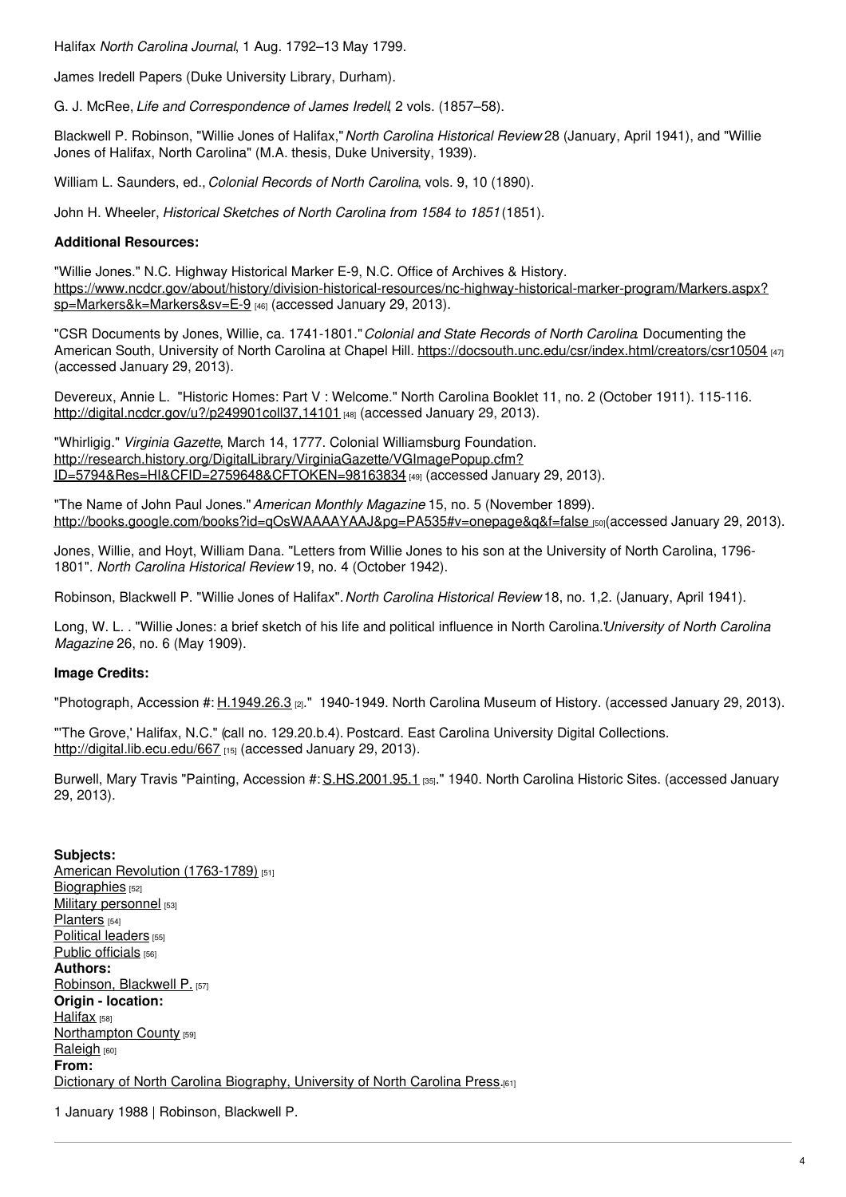Halifax *North Carolina Journal*, 1 Aug. 1792–13 May 1799.

James Iredell Papers (Duke University Library, Durham).

G. J. McRee, *Life and Correspondence of James Iredell*, 2 vols. (1857–58).

Blackwell P. Robinson, "Willie Jones of Halifax," *North Carolina Historical Review* 28 (January, April 1941), and "Willie Jones of Halifax, North Carolina" (M.A. thesis, Duke University, 1939).

William L. Saunders, ed., *Colonial Records of North Carolina*, vols. 9, 10 (1890).

John H. Wheeler, *Historical Sketches of North Carolina from 1584 to 1851* (1851).

**Additional Resources:**

"Willie Jones." N.C. Highway Historical Marker E-9, N.C. Office of Archives & History. https://www.ncdcr.gov/about/history/division-historical-resources/nc-highway-historical-marker-program/Markers.aspx?sp=Markers&k=Markers&sv=E-9 [46] (accessed January 29, 2013).

"CSR Documents by Jones, Willie, ca. 1741-1801." *Colonial and State Records of North Carolina*. Documenting the American South, University of North Carolina at Chapel Hill. https://docsouth.unc.edu/csr/index.html/creators/csr10504 [47] (accessed January 29, 2013).

Devereux, Annie L. "Historic Homes: Part V : Welcome." North Carolina Booklet 11, no. 2 (October 1911). 115-116. http://digital.ncdcr.gov/u?/p249901coll37,14101 [48] (accessed January 29, 2013).

"Whirligig." *Virginia Gazette*, March 14, 1777. Colonial Williamsburg Foundation. http://research.history.org/DigitalLibrary/VirginiaGazette/VGImagePopup.cfm?ID=5794&Res=HI&CFID=2759648&CFTOKEN=98163834 [49] (accessed January 29, 2013).

"The Name of John Paul Jones." *American Monthly Magazine* 15, no. 5 (November 1899). http://books.google.com/books?id=qOsWAAAAYAAJ&pg=PA535#v=onepage&q&f=false [50] (accessed January 29, 2013).

Jones, Willie, and Hoyt, William Dana. "Letters from Willie Jones to his son at the University of North Carolina, 1796-1801". *North Carolina Historical Review* 19, no. 4 (October 1942).

Robinson, Blackwell P. "Willie Jones of Halifax". *North Carolina Historical Review* 18, no. 1,2. (January, April 1941).

Long, W. L. . "Willie Jones: a brief sketch of his life and political influence in North Carolina." *University of North Carolina Magazine* 26, no. 6 (May 1909).

**Image Credits:**

"Photograph, Accession #: H.1949.26.3 [2]." 1940-1949. North Carolina Museum of History. (accessed January 29, 2013).

"'The Grove,' Halifax, N.C." (call no. 129.20.b.4). Postcard. East Carolina University Digital Collections. http://digital.lib.ecu.edu/667 [15] (accessed January 29, 2013).

Burwell, Mary Travis "Painting, Accession #: S.HS.2001.95.1 [35]." 1940. North Carolina Historic Sites. (accessed January 29, 2013).

**Subjects:**
American Revolution (1763-1789) [51]
Biographies [52]
Military personnel [53]
Planters [54]
Political leaders [55]
Public officials [56]
**Authors:**
Robinson, Blackwell P. [57]
**Origin - location:**
Halifax [58]
Northampton County [59]
Raleigh [60]
**From:**
Dictionary of North Carolina Biography, University of North Carolina Press.[61]

1 January 1988 | Robinson, Blackwell P.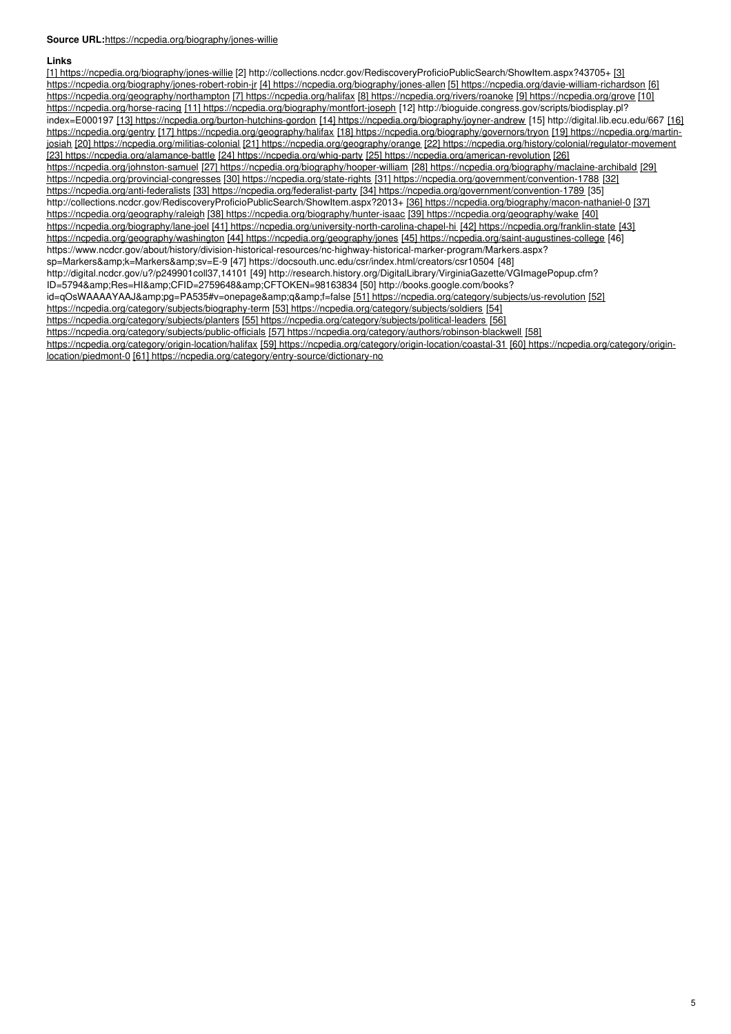**Source URL:**https://ncpedia.org/biography/jones-willie

**Links**

[1] https://ncpedia.org/biography/jones-willie [2] http://collections.ncdcr.gov/RediscoveryProficioPublicSearch/ShowItem.aspx?43705+ [3] https://ncpedia.org/biography/jones-robert-robin-jr [4] https://ncpedia.org/biography/jones-allen [5] https://ncpedia.org/davie-william-richardson [6] https://ncpedia.org/geography/northampton [7] https://ncpedia.org/halifax [8] https://ncpedia.org/rivers/roanoke [9] https://ncpedia.org/grove [10] https://ncpedia.org/horse-racing [11] https://ncpedia.org/biography/montfort-joseph [12] http://bioguide.congress.gov/scripts/biodisplay.pl?index=E000197 [13] https://ncpedia.org/burton-hutchins-gordon [14] https://ncpedia.org/biography/joyner-andrew [15] http://digital.lib.ecu.edu/667 [16] https://ncpedia.org/gentry [17] https://ncpedia.org/geography/halifax [18] https://ncpedia.org/biography/governors/tryon [19] https://ncpedia.org/martin-josiah [20] https://ncpedia.org/militias-colonial [21] https://ncpedia.org/geography/orange [22] https://ncpedia.org/history/colonial/regulator-movement [23] https://ncpedia.org/alamance-battle [24] https://ncpedia.org/whig-party [25] https://ncpedia.org/american-revolution [26] https://ncpedia.org/johnston-samuel [27] https://ncpedia.org/biography/hooper-william [28] https://ncpedia.org/biography/maclaine-archibald [29] https://ncpedia.org/provincial-congresses [30] https://ncpedia.org/state-rights [31] https://ncpedia.org/government/convention-1788 [32] https://ncpedia.org/anti-federalists [33] https://ncpedia.org/federalist-party [34] https://ncpedia.org/government/convention-1789 [35] http://collections.ncdcr.gov/RediscoveryProficioPublicSearch/ShowItem.aspx?2013+ [36] https://ncpedia.org/biography/macon-nathaniel-0 [37] https://ncpedia.org/geography/raleigh [38] https://ncpedia.org/biography/hunter-isaac [39] https://ncpedia.org/geography/wake [40] https://ncpedia.org/biography/lane-joel [41] https://ncpedia.org/university-north-carolina-chapel-hi [42] https://ncpedia.org/franklin-state [43] https://ncpedia.org/geography/washington [44] https://ncpedia.org/geography/jones [45] https://ncpedia.org/saint-augustines-college [46] https://www.ncdcr.gov/about/history/division-historical-resources/nc-highway-historical-marker-program/Markers.aspx?sp=Markers&amp;k=Markers&amp;sv=E-9 [47] https://docsouth.unc.edu/csr/index.html/creators/csr10504 [48] http://digital.ncdcr.gov/u?/p249901coll37,14101 [49] http://research.history.org/DigitalLibrary/VirginiaGazette/VGImagePopup.cfm?ID=5794&amp;Res=HI&amp;CFID=2759648&amp;CFTOKEN=98163834 [50] http://books.google.com/books?id=qOsWAAAAYAAJ&amp;pg=PA535#v=onepage&amp;q&amp;f=false [51] https://ncpedia.org/category/subjects/us-revolution [52] https://ncpedia.org/category/subjects/biography-term [53] https://ncpedia.org/category/subjects/soldiers [54] https://ncpedia.org/category/subjects/planters [55] https://ncpedia.org/category/subjects/political-leaders [56] https://ncpedia.org/category/subjects/public-officials [57] https://ncpedia.org/category/authors/robinson-blackwell [58] https://ncpedia.org/category/origin-location/halifax [59] https://ncpedia.org/category/origin-location/coastal-31 [60] https://ncpedia.org/category/origin-location/piedmont-0 [61] https://ncpedia.org/category/entry-source/dictionary-no